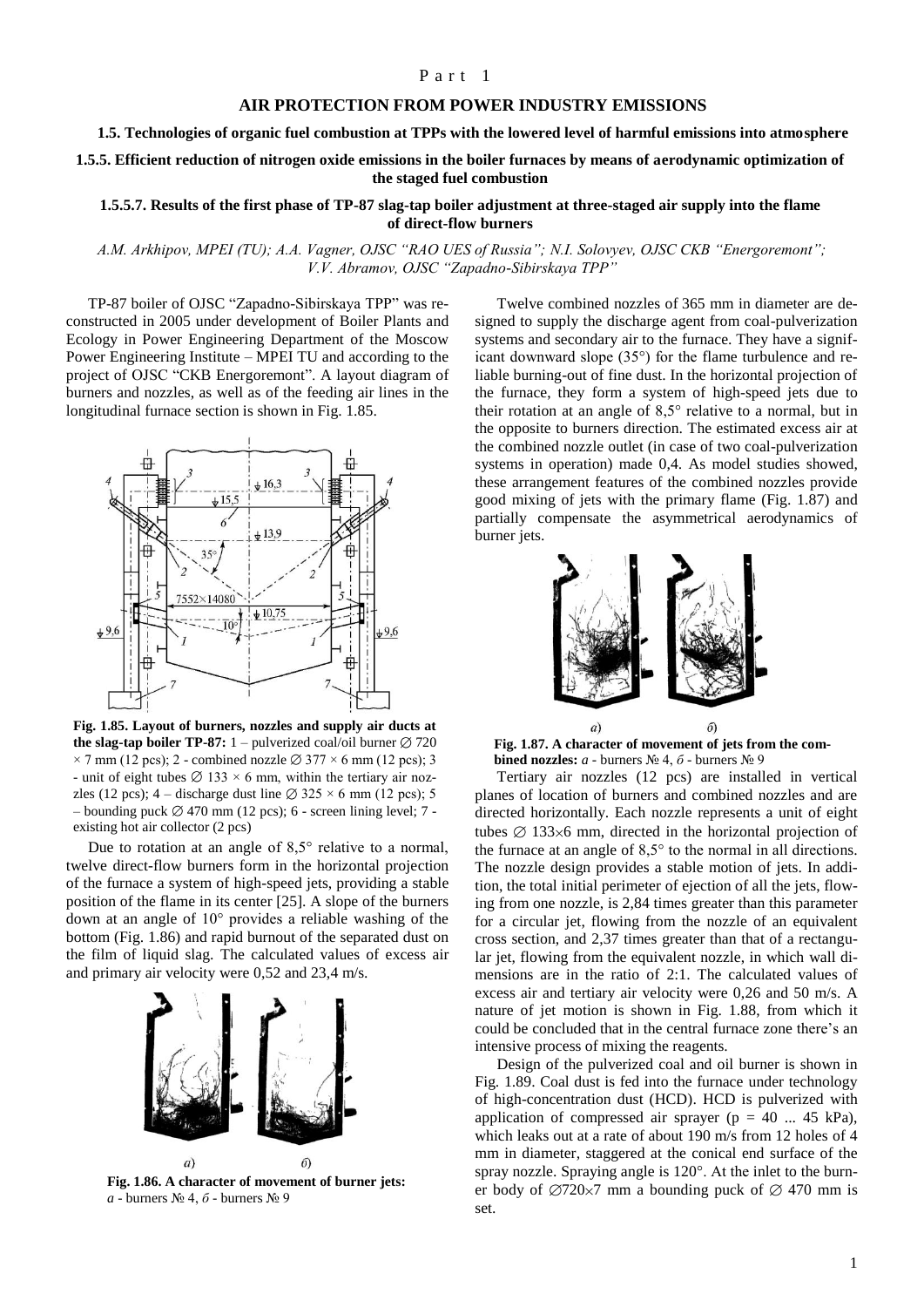Part 1

## AIR PROTECTION FROM POWER INDUSTRY EMISSIONS

### 1.5. Technologies of organic fuel combustion at TPPs with the lowered level of harmful emissions into atmosphere

### 1.5.5. Efficient reduction of nitrogen oxide emissions in the boiler furnaces by means of aerodynamic optimization of the staged fuel combustion

### 1.5.5.7. Results of the first phase of TP-87 slag-tap boiler adjustment at three-staged air supply into the flame of direct-flow burners

*A.M. Arkhipov, MPEI (TU); A.A. Vagner, OJSC "RAO UES of Russia"; N.I. Solovyev, OJSC CKB "Energoremont"; V.V. Abramov, OJSC "Zapadno-Sibirskaya TPP"*

TP-87 boiler of OJSC "Zapadno-Sibirskaya TPP" was reconstructed in 2005 under development of Boiler Plants and Ecology in Power Engineering Department of the Moscow Power Engineering Institute – MPEI TU and according to the project of OJSC "CKB Energoremont". A layout diagram of burners and nozzles, as well as of the feeding air lines in the longitudinal furnace section is shown in Fig. 1.85.

**Fig. 1.85. Layout of burners, nozzles and supply air ducts at the slag-tap boiler TP-87:** 1 – pulverized coal/oil burner ∅ 720 × 7 mm (12 pcs); 2 - combined nozzle ∅ 377 × 6 mm (12 pcs); 3 - unit of eight tubes ∅ 133 × 6 mm, within the tertiary air nozzles (12 pcs); 4 – discharge dust line ∅ 325 × 6 mm (12 pcs); 5 – bounding puck ∅ 470 mm (12 pcs); 6 - screen lining level; 7 - existing hot air collector (2 pcs)

Due to rotation at an angle of 8,5° relative to a normal, twelve direct-flow burners form in the horizontal projection of the furnace a system of high-speed jets, providing a stable position of the flame in its center [25]. A slope of the burners down at an angle of 10° provides a reliable washing of the bottom (Fig. 1.86) and rapid burnout of the separated dust on the film of liquid slag. The calculated values of excess air and primary air velocity were 0,52 and 23,4 m/s.

**Fig. 1.86. A character of movement of burner jets:** *a* - burners № 4, *б* - burners № 9

Twelve combined nozzles of 365 mm in diameter are designed to supply the discharge agent from coal-pulverization systems and secondary air to the furnace. They have a significant downward slope (35°) for the flame turbulence and reliable burning-out of fine dust. In the horizontal projection of the furnace, they form a system of high-speed jets due to their rotation at an angle of 8,5° relative to a normal, but in the opposite to burners direction. The estimated excess air at the combined nozzle outlet (in case of two coal-pulverization systems in operation) made 0,4. As model studies showed, these arrangement features of the combined nozzles provide good mixing of jets with the primary flame (Fig. 1.87) and partially compensate the asymmetrical aerodynamics of burner jets.

**Fig. 1.87. A character of movement of jets from the combined nozzles:** *a* - burners № 4, *б* - burners № 9

Tertiary air nozzles (12 pcs) are installed in vertical planes of location of burners and combined nozzles and are directed horizontally. Each nozzle represents a unit of eight tubes ∅ 133×6 mm, directed in the horizontal projection of the furnace at an angle of 8,5° to the normal in all directions. The nozzle design provides a stable motion of jets. In addition, the total initial perimeter of ejection of all the jets, flowing from one nozzle, is 2,84 times greater than this parameter for a circular jet, flowing from the nozzle of an equivalent cross section, and 2,37 times greater than that of a rectangular jet, flowing from the equivalent nozzle, in which wall dimensions are in the ratio of 2:1. The calculated values of excess air and tertiary air velocity were 0,26 and 50 m/s. A nature of jet motion is shown in Fig. 1.88, from which it could be concluded that in the central furnace zone there's an intensive process of mixing the reagents.

Design of the pulverized coal and oil burner is shown in Fig. 1.89. Coal dust is fed into the furnace under technology of high-concentration dust (HCD). HCD is pulverized with application of compressed air sprayer (p = 40 ... 45 kPa), which leaks out at a rate of about 190 m/s from 12 holes of 4 mm in diameter, staggered at the conical end surface of the spray nozzle. Spraying angle is 120°. At the inlet to the burner body of ∅720×7 mm a bounding puck of ∅ 470 mm is set.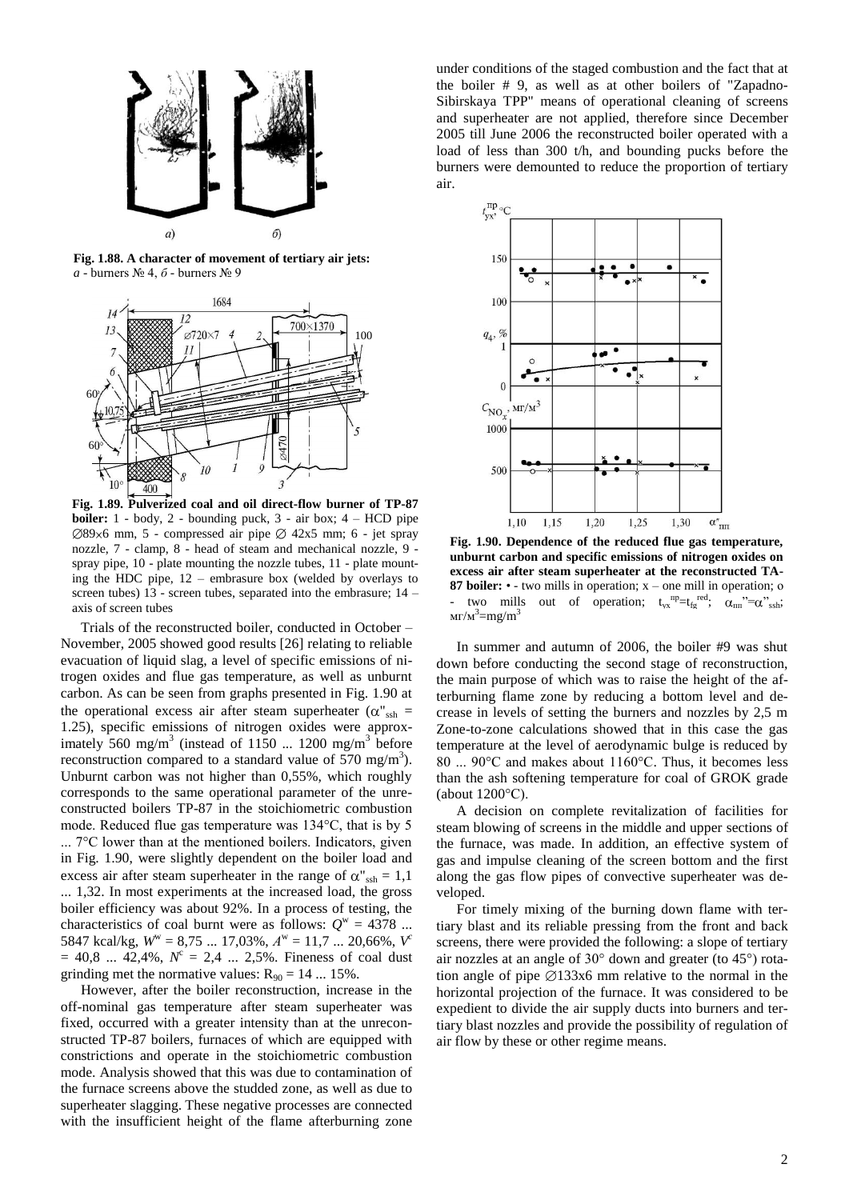*a*)    *б*)

**Fig. 1.88. A character of movement of tertiary air jets:** *a* - burners № 4, *б* - burners № 9

1684
700×1370
100
∅720×7
∅470
400
60°
60°
10,75
10°
14
13
12
7
6
11
4
2
5
8
10
1
9
3

**Fig. 1.89. Pulverized coal and oil direct-flow burner of TP-87 boiler:** 1 - body, 2 - bounding puck, 3 - air box; 4 – HCD pipe ∅89×6 mm, 5 - compressed air pipe ∅ 42x5 mm; 6 - jet spray nozzle, 7 - clamp, 8 - head of steam and mechanical nozzle, 9 - spray pipe, 10 - plate mounting the nozzle tubes, 11 - plate mounting the HDC pipe, 12 – embrasure box (welded by overlays to screen tubes) 13 - screen tubes, separated into the embrasure; 14 – axis of screen tubes

Trials of the reconstructed boiler, conducted in October – November, 2005 showed good results [26] relating to reliable evacuation of liquid slag, a level of specific emissions of nitrogen oxides and flue gas temperature, as well as unburnt carbon. As can be seen from graphs presented in Fig. 1.90 at the operational excess air after steam superheater ($\alpha''_{ssh}$ = 1.25), specific emissions of nitrogen oxides were approximately 560 mg/m$^3$ (instead of 1150 ... 1200 mg/m$^3$ before reconstruction compared to a standard value of 570 mg/m$^3$). Unburnt carbon was not higher than 0,55%, which roughly corresponds to the same operational parameter of the unreconstructed boilers TP-87 in the stoichiometric combustion mode. Reduced flue gas temperature was 134°C, that is by 5 ... 7°C lower than at the mentioned boilers. Indicators, given in Fig. 1.90, were slightly dependent on the boiler load and excess air after steam superheater in the range of $\alpha''_{ssh}$ = 1,1 ... 1,32. In most experiments at the increased load, the gross boiler efficiency was about 92%. In a process of testing, the characteristics of coal burnt were as follows: $Q^w$ = 4378 ... 5847 kcal/kg, $W^w$ = 8,75 ... 17,03%, $A^w$ = 11,7 ... 20,66%, $V^c$ = 40,8 ... 42,4%, $N^c$ = 2,4 ... 2,5%. Fineness of coal dust grinding met the normative values: $R_{90}$ = 14 ... 15%.

However, after the boiler reconstruction, increase in the off-nominal gas temperature after steam superheater was fixed, occurred with a greater intensity than at the unreconstructed TP-87 boilers, furnaces of which are equipped with constrictions and operate in the stoichiometric combustion mode. Analysis showed that this was due to contamination of the furnace screens above the studded zone, as well as due to superheater slagging. These negative processes are connected with the insufficient height of the flame afterburning zone under conditions of the staged combustion and the fact that at the boiler # 9, as well as at other boilers of "Zapadno-Sibirskaya TPP" means of operational cleaning of screens and superheater are not applied, therefore since December 2005 till June 2006 the reconstructed boiler operated with a load of less than 300 t/h, and bounding pucks before the burners were demounted to reduce the proportion of tertiary air.

$t_{ух}^{пр}$, °C
150
100
$q_4$, %
1
0
$C_{NO_x}$, мг/м$^3$
1000
500
1,10  1,15  1,20  1,25  1,30  $\alpha''_{пп}$

**Fig. 1.90. Dependence of the reduced flue gas temperature, unburnt carbon and specific emissions of nitrogen oxides on excess air after steam superheater at the reconstructed TA-87 boiler:** • - two mills in operation; x – one mill in operation; o - two mills out of operation; $t_{ух}^{пр}=t_{fg}^{red}$; $\alpha_{пп}''=\alpha''_{ssh}$; мг/м$^3$=mg/m$^3$

In summer and autumn of 2006, the boiler #9 was shut down before conducting the second stage of reconstruction, the main purpose of which was to raise the height of the afterburning flame zone by reducing a bottom level and decrease in levels of setting the burners and nozzles by 2,5 m Zone-to-zone calculations showed that in this case the gas temperature at the level of aerodynamic bulge is reduced by 80 ... 90°C and makes about 1160°C. Thus, it becomes less than the ash softening temperature for coal of GROK grade (about 1200°C).

A decision on complete revitalization of facilities for steam blowing of screens in the middle and upper sections of the furnace, was made. In addition, an effective system of gas and impulse cleaning of the screen bottom and the first along the gas flow pipes of convective superheater was developed.

For timely mixing of the burning down flame with tertiary blast and its reliable pressing from the front and back screens, there were provided the following: a slope of tertiary air nozzles at an angle of 30° down and greater (to 45°) rotation angle of pipe ∅133x6 mm relative to the normal in the horizontal projection of the furnace. It was considered to be expedient to divide the air supply ducts into burners and tertiary blast nozzles and provide the possibility of regulation of air flow by these or other regime means.